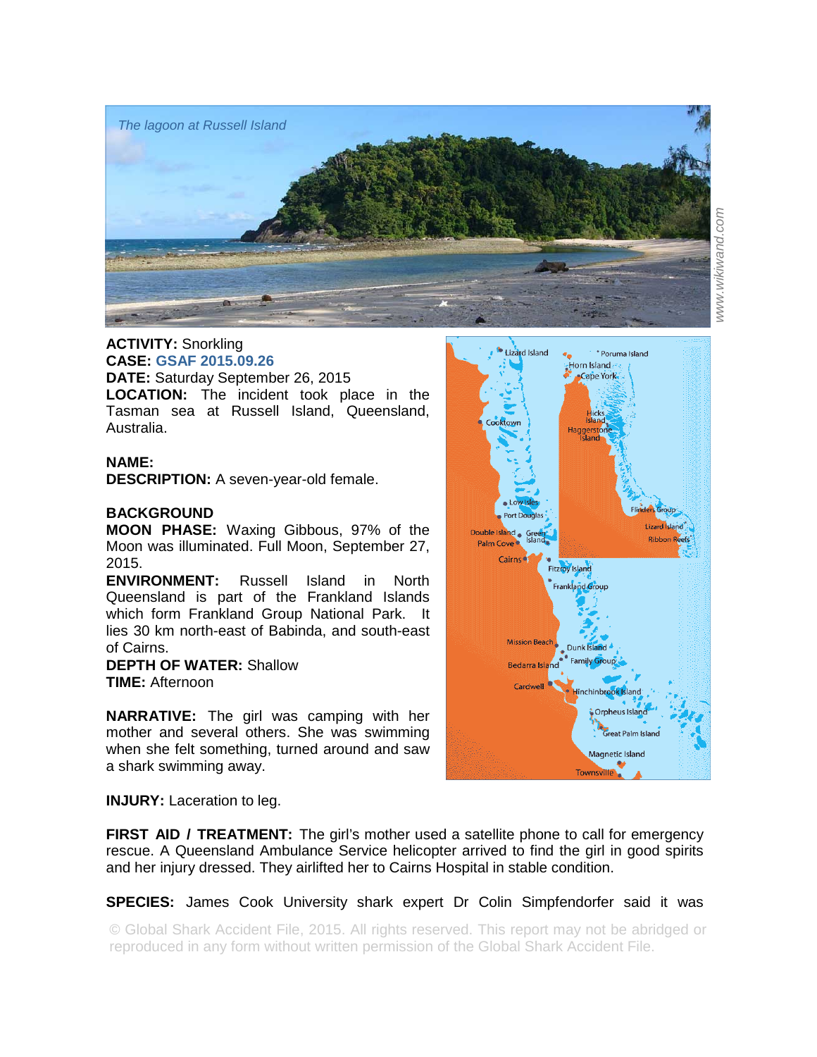*The lagoon at Russell Island*

**ACTIVITY:** Snorkling
**CASE:** GSAF 2015.09.26
**DATE:** Saturday September 26, 2015
**LOCATION:** The incident took place in the Tasman sea at Russell Island, Queensland, Australia.

**NAME:**
**DESCRIPTION:** A seven-year-old female.

**BACKGROUND**
**MOON PHASE:** Waxing Gibbous, 97% of the Moon was illuminated. Full Moon, September 27, 2015.
**ENVIRONMENT:** Russell Island in North Queensland is part of the Frankland Islands which form Frankland Group National Park. It lies 30 km north-east of Babinda, and south-east of Cairns.
**DEPTH OF WATER:** Shallow
**TIME:** Afternoon

**NARRATIVE:** The girl was camping with her mother and several others. She was swimming when she felt something, turned around and saw a shark swimming away.

**INJURY:** Laceration to leg.

**FIRST AID / TREATMENT:** The girl's mother used a satellite phone to call for emergency rescue. A Queensland Ambulance Service helicopter arrived to find the girl in good spirits and her injury dressed. They airlifted her to Cairns Hospital in stable condition.

**SPECIES:** James Cook University shark expert Dr Colin Simpfendorfer said it was

© Global Shark Accident File, 2015. All rights reserved. This report may not be abridged or reproduced in any form without written permission of the Global Shark Accident File.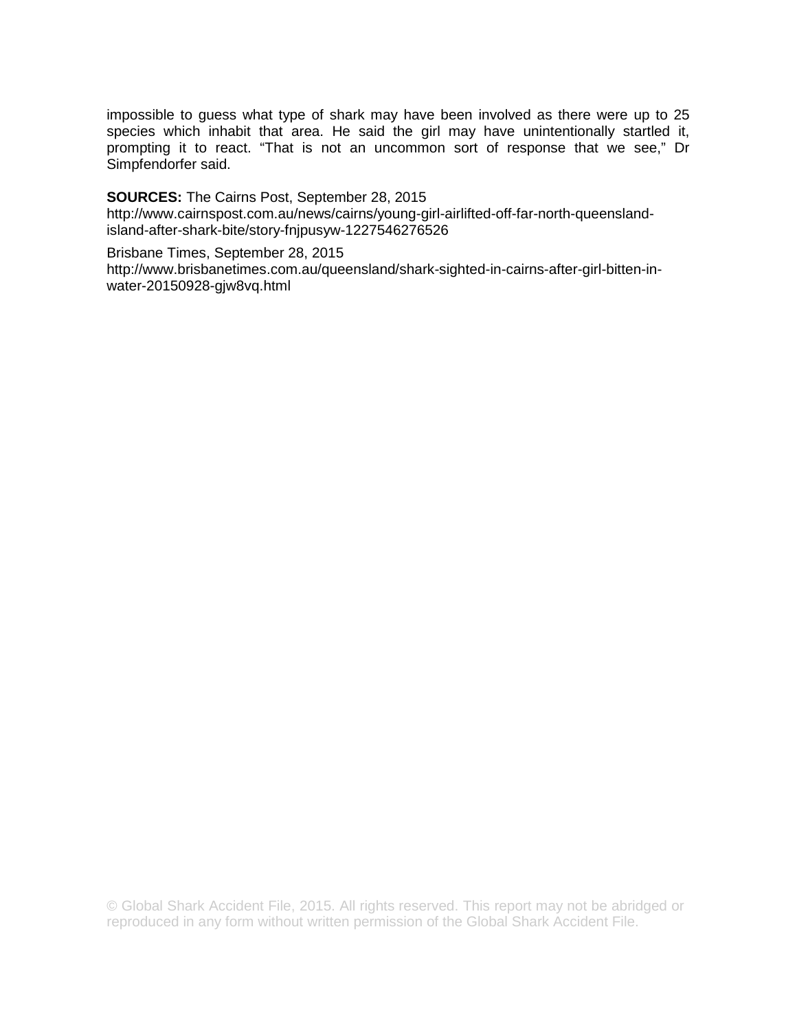impossible to guess what type of shark may have been involved as there were up to 25 species which inhabit that area. He said the girl may have unintentionally startled it, prompting it to react. “That is not an uncommon sort of response that we see,” Dr Simpfendorfer said.

**SOURCES:** The Cairns Post, September 28, 2015
http://www.cairnspost.com.au/news/cairns/young-girl-airlifted-off-far-north-queensland-island-after-shark-bite/story-fnjpusyw-1227546276526

Brisbane Times, September 28, 2015
http://www.brisbanetimes.com.au/queensland/shark-sighted-in-cairns-after-girl-bitten-in-water-20150928-gjw8vq.html

© Global Shark Accident File, 2015. All rights reserved. This report may not be abridged or reproduced in any form without written permission of the Global Shark Accident File.